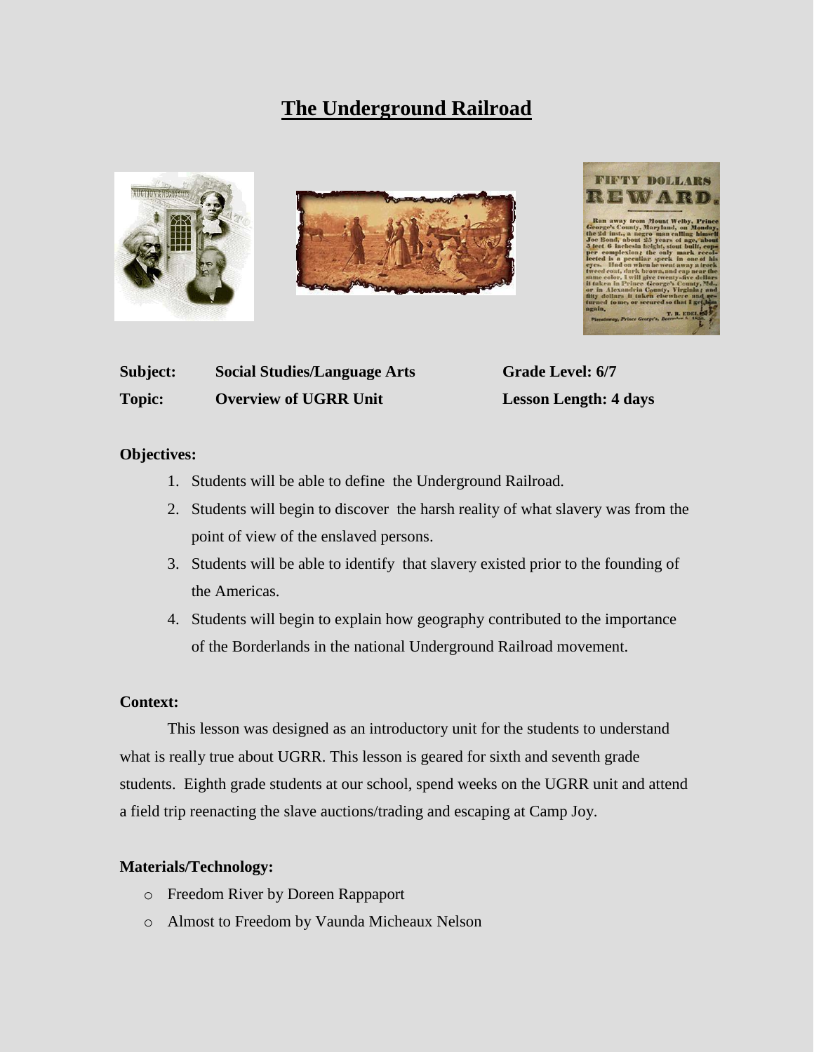# The Underground Railroad

| | | | |
|---|---|---|---|
| **Subject:** | **Social Studies/Language Arts** | **Grade Level: 6/7** | |
| **Topic:** | **Overview of UGRR Unit** | **Lesson Length: 4 days** | |

**Objectives:**

1. Students will be able to define the Underground Railroad.
2. Students will begin to discover the harsh reality of what slavery was from the point of view of the enslaved persons.
3. Students will be able to identify that slavery existed prior to the founding of the Americas.
4. Students will begin to explain how geography contributed to the importance of the Borderlands in the national Underground Railroad movement.

**Context:**

This lesson was designed as an introductory unit for the students to understand what is really true about UGRR. This lesson is geared for sixth and seventh grade students. Eighth grade students at our school, spend weeks on the UGRR unit and attend a field trip reenacting the slave auctions/trading and escaping at Camp Joy.

**Materials/Technology:**

- Freedom River by Doreen Rappaport
- Almost to Freedom by Vaunda Micheaux Nelson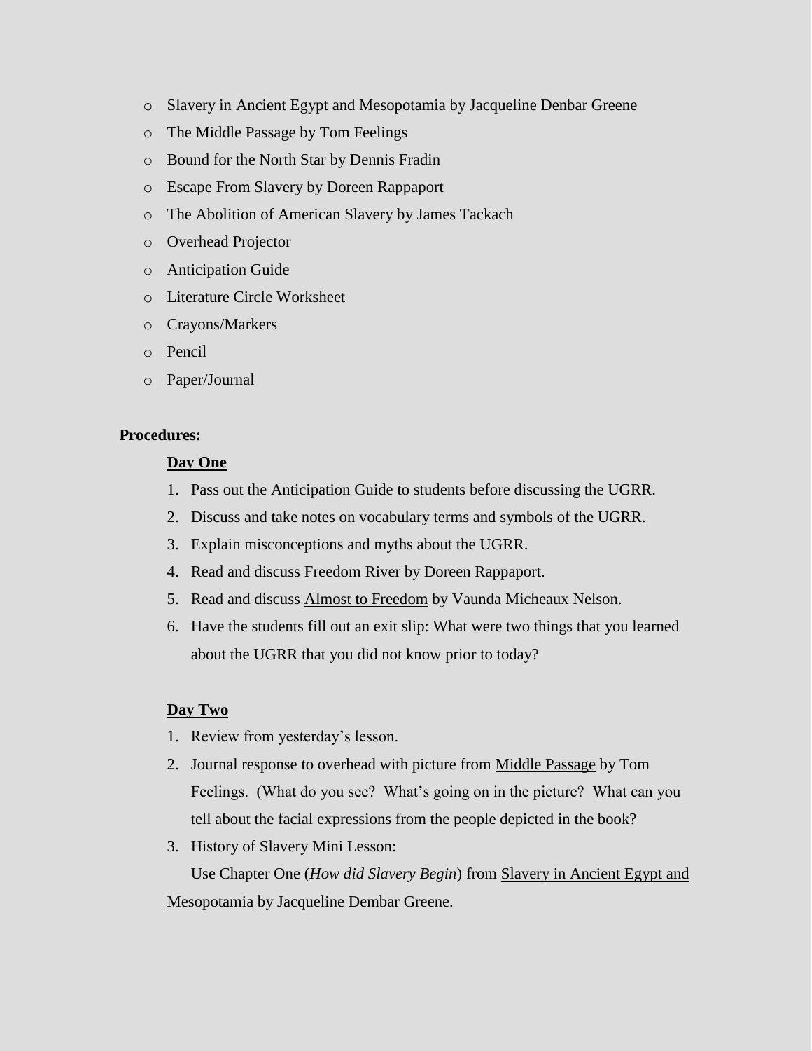- Slavery in Ancient Egypt and Mesopotamia by Jacqueline Denbar Greene
- The Middle Passage by Tom Feelings
- Bound for the North Star by Dennis Fradin
- Escape From Slavery by Doreen Rappaport
- The Abolition of American Slavery by James Tackach
- Overhead Projector
- Anticipation Guide
- Literature Circle Worksheet
- Crayons/Markers
- Pencil
- Paper/Journal

**Procedures:**

<u>**Day One**</u>

1. Pass out the Anticipation Guide to students before discussing the UGRR.
2. Discuss and take notes on vocabulary terms and symbols of the UGRR.
3. Explain misconceptions and myths about the UGRR.
4. Read and discuss <u>Freedom River</u> by Doreen Rappaport.
5. Read and discuss <u>Almost to Freedom</u> by Vaunda Micheaux Nelson.
6. Have the students fill out an exit slip: What were two things that you learned about the UGRR that you did not know prior to today?

<u>**Day Two**</u>

1. Review from yesterday's lesson.
2. Journal response to overhead with picture from <u>Middle Passage</u> by Tom Feelings. (What do you see? What's going on in the picture? What can you tell about the facial expressions from the people depicted in the book?
3. History of Slavery Mini Lesson:
   Use Chapter One (*How did Slavery Begin*) from <u>Slavery in Ancient Egypt and Mesopotamia</u> by Jacqueline Dembar Greene.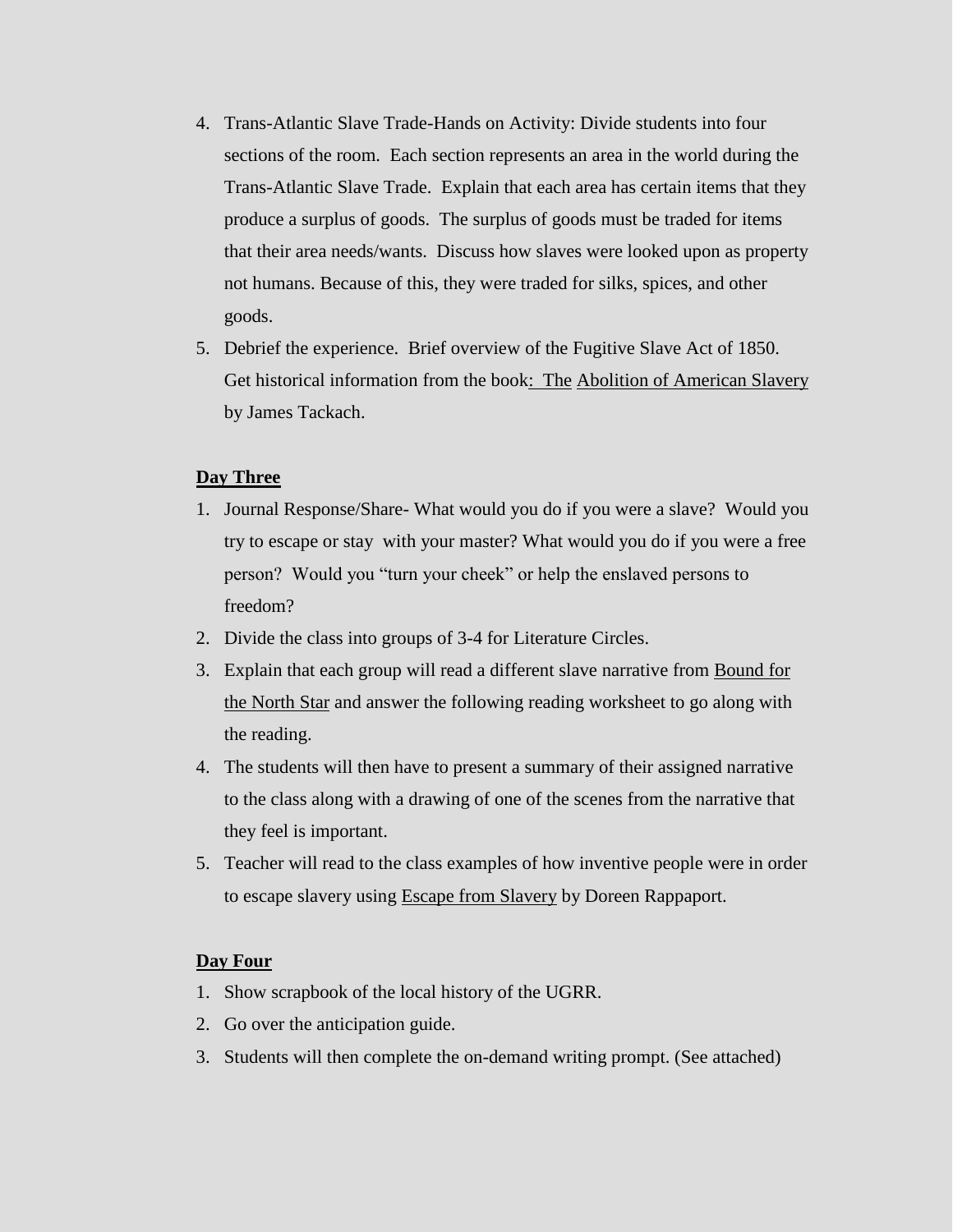4. Trans-Atlantic Slave Trade-Hands on Activity: Divide students into four sections of the room. Each section represents an area in the world during the Trans-Atlantic Slave Trade. Explain that each area has certain items that they produce a surplus of goods. The surplus of goods must be traded for items that their area needs/wants. Discuss how slaves were looked upon as property not humans. Because of this, they were traded for silks, spices, and other goods.
5. Debrief the experience. Brief overview of the Fugitive Slave Act of 1850. Get historical information from the book: The Abolition of American Slavery by James Tackach.

**Day Three**

1. Journal Response/Share- What would you do if you were a slave? Would you try to escape or stay with your master? What would you do if you were a free person? Would you "turn your cheek" or help the enslaved persons to freedom?
2. Divide the class into groups of 3-4 for Literature Circles.
3. Explain that each group will read a different slave narrative from Bound for the North Star and answer the following reading worksheet to go along with the reading.
4. The students will then have to present a summary of their assigned narrative to the class along with a drawing of one of the scenes from the narrative that they feel is important.
5. Teacher will read to the class examples of how inventive people were in order to escape slavery using Escape from Slavery by Doreen Rappaport.

**Day Four**

1. Show scrapbook of the local history of the UGRR.
2. Go over the anticipation guide.
3. Students will then complete the on-demand writing prompt. (See attached)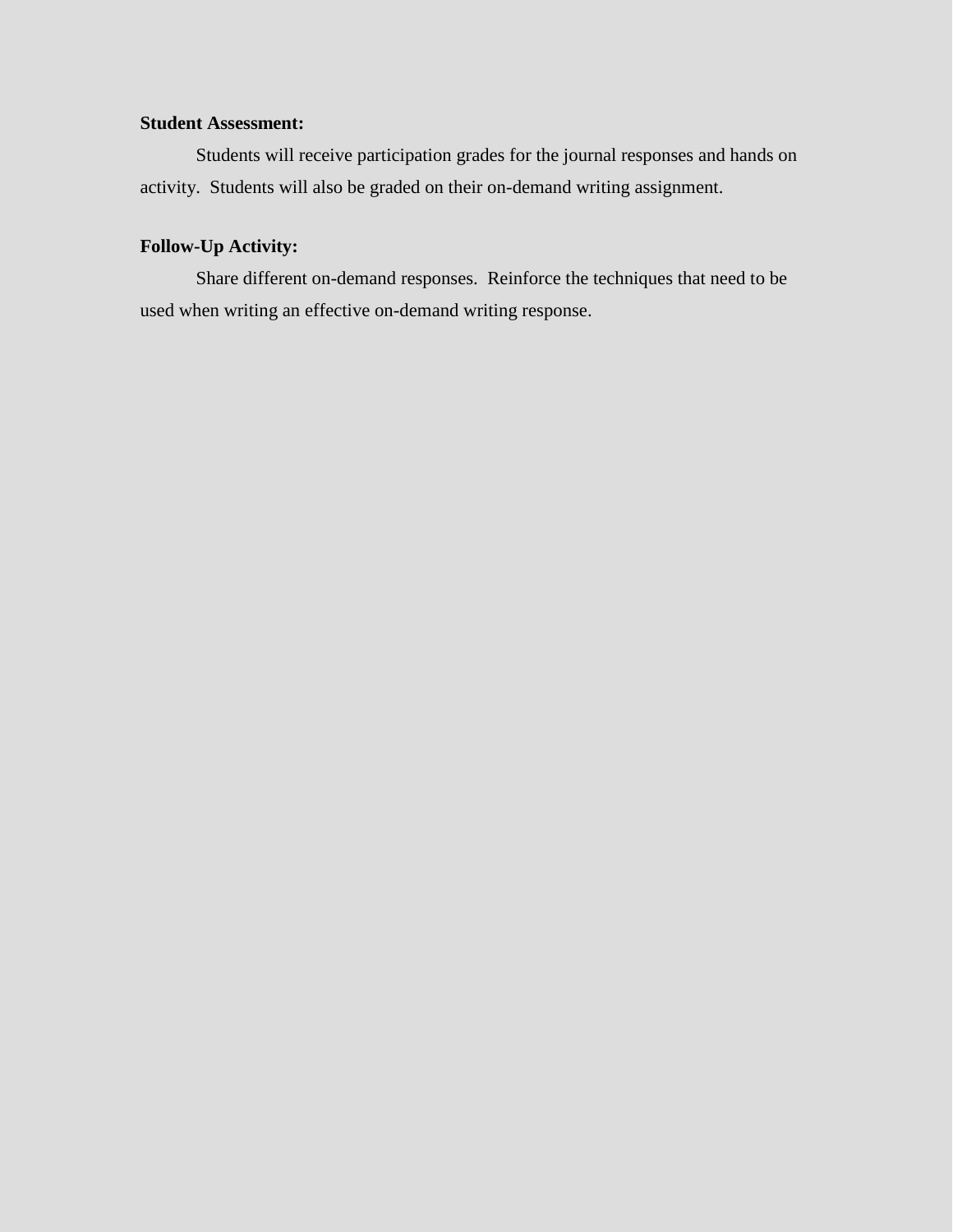**Student Assessment:**

Students will receive participation grades for the journal responses and hands on activity.  Students will also be graded on their on-demand writing assignment.

**Follow-Up Activity:**

Share different on-demand responses.  Reinforce the techniques that need to be used when writing an effective on-demand writing response.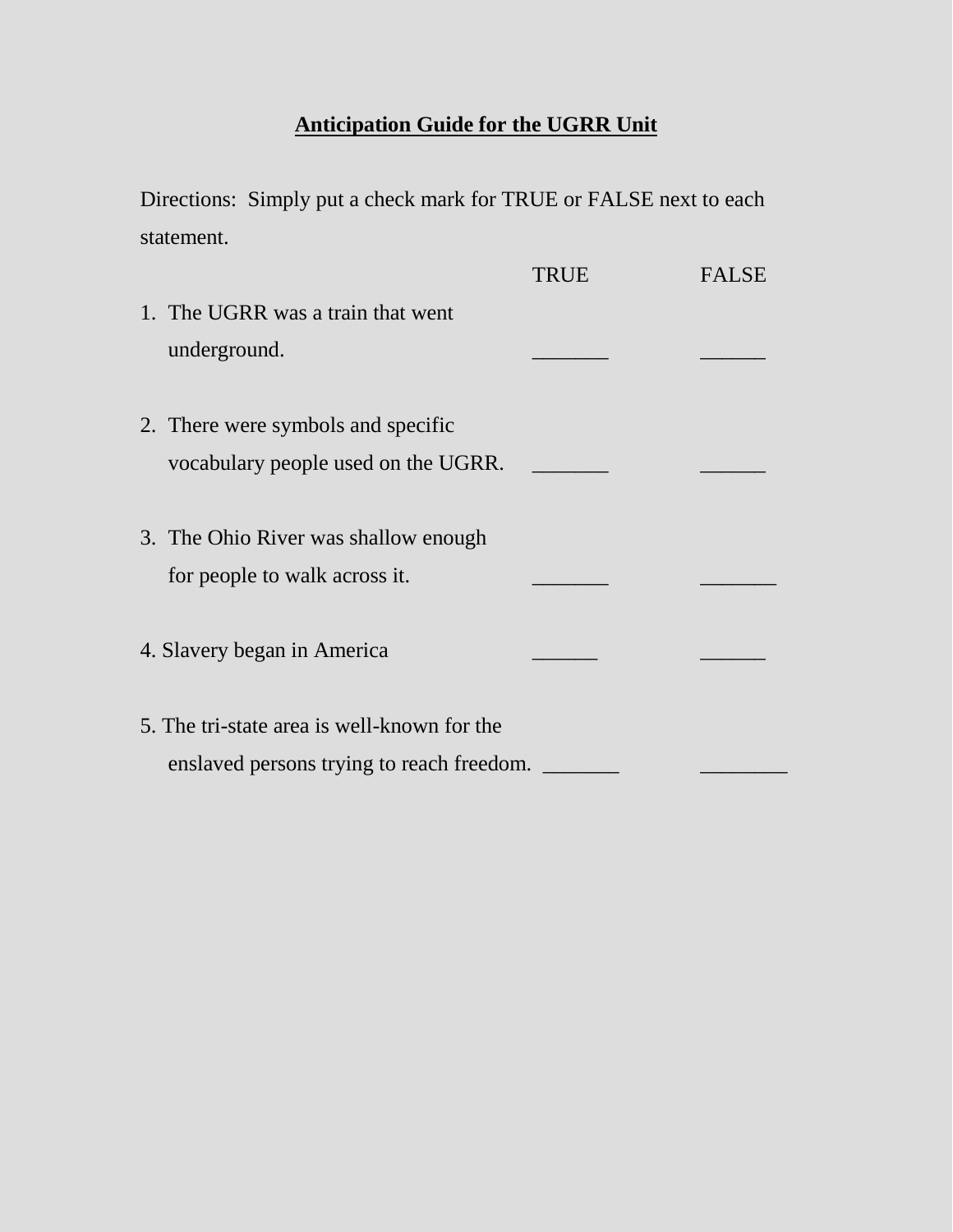**Anticipation Guide for the UGRR Unit**

Directions: Simply put a check mark for TRUE or FALSE next to each statement.

| | TRUE | FALSE |
|---|---|---|
| 1. The UGRR was a train that went underground. | _______ | ______ |
| 2. There were symbols and specific vocabulary people used on the UGRR. | _______ | ______ |
| 3. The Ohio River was shallow enough for people to walk across it. | _______ | _______ |
| 4. Slavery began in America | ______ | ______ |
| 5. The tri-state area is well-known for the enslaved persons trying to reach freedom. | _______ | ________ |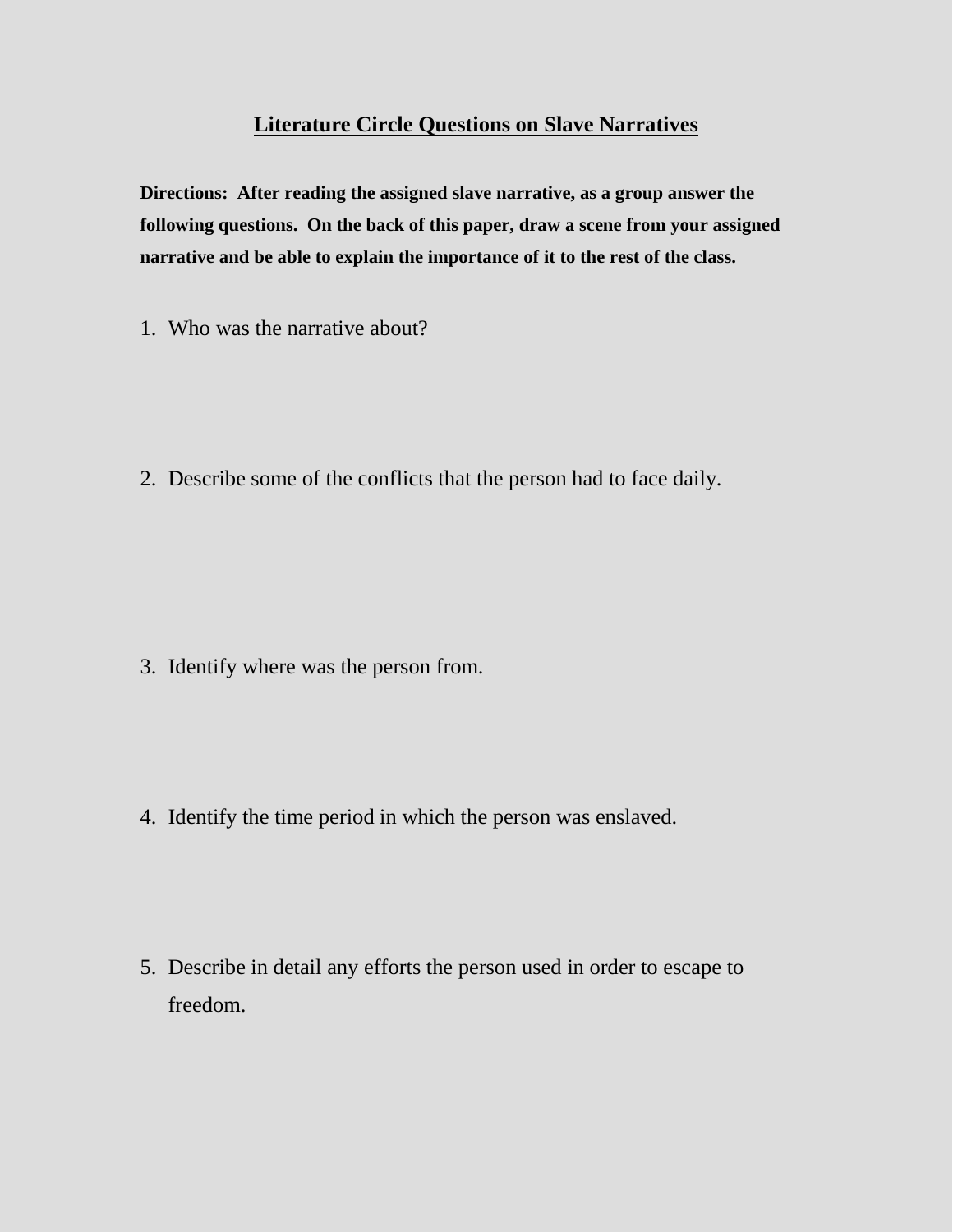# Literature Circle Questions on Slave Narratives

**Directions: After reading the assigned slave narrative, as a group answer the following questions. On the back of this paper, draw a scene from your assigned narrative and be able to explain the importance of it to the rest of the class.**

1. Who was the narrative about?

2. Describe some of the conflicts that the person had to face daily.

3. Identify where was the person from.

4. Identify the time period in which the person was enslaved.

5. Describe in detail any efforts the person used in order to escape to freedom.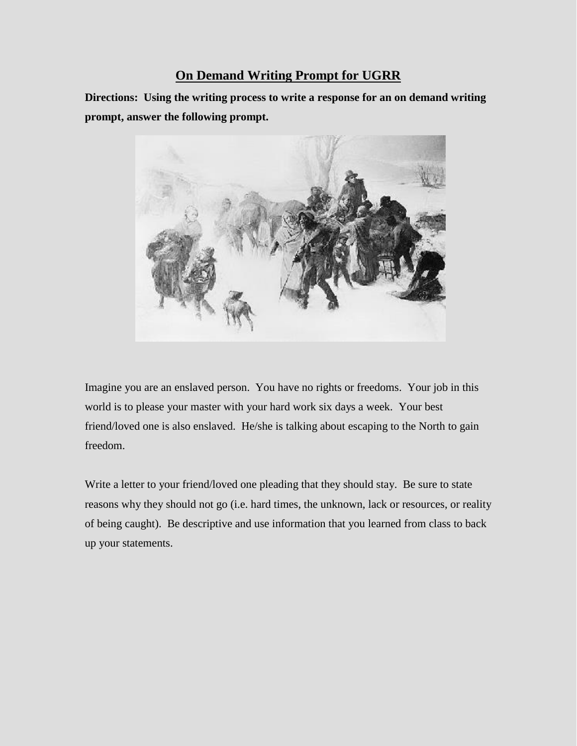## On Demand Writing Prompt for UGRR

**Directions: Using the writing process to write a response for an on demand writing prompt, answer the following prompt.**

Imagine you are an enslaved person. You have no rights or freedoms. Your job in this world is to please your master with your hard work six days a week. Your best friend/loved one is also enslaved. He/she is talking about escaping to the North to gain freedom.

Write a letter to your friend/loved one pleading that they should stay. Be sure to state reasons why they should not go (i.e. hard times, the unknown, lack or resources, or reality of being caught). Be descriptive and use information that you learned from class to back up your statements.